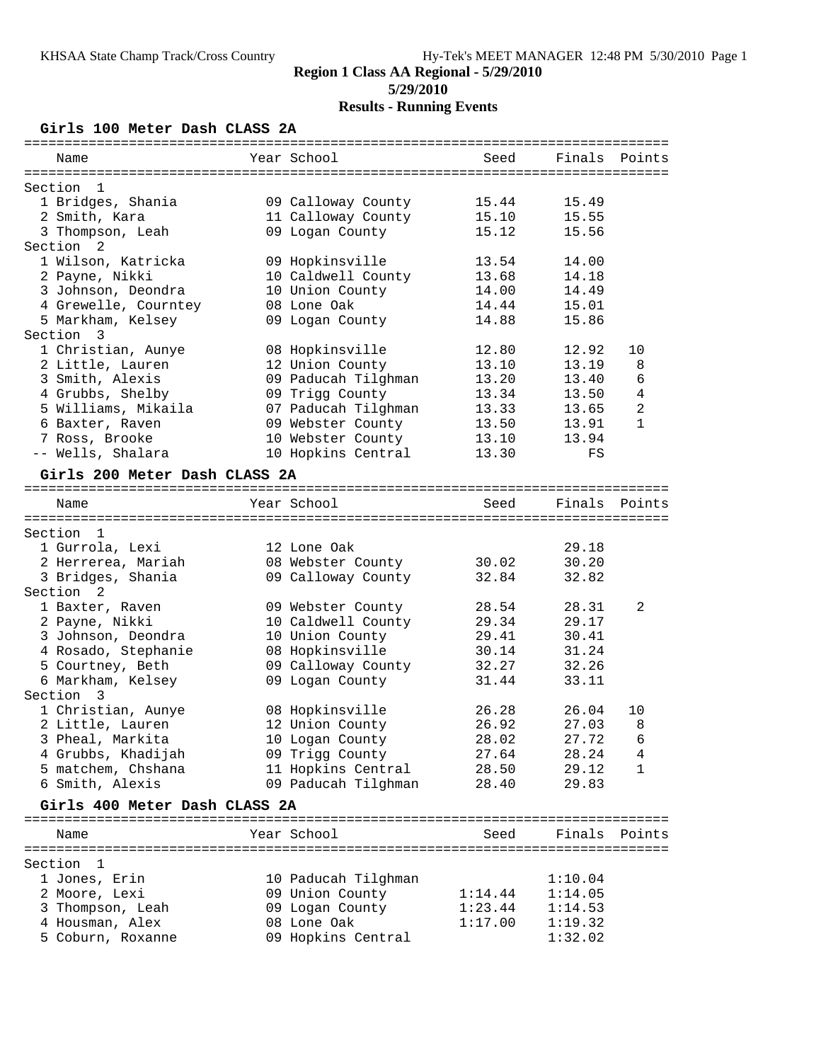**Region 1 Class AA Regional - 5/29/2010**

**5/29/2010**

**Results - Running Events**

### Girls 100 Meter Dash CLASS 2A

| Name | Year | School | Seed | Finals | Points |
|---|---|---|---|---|---|
| **Section 1** | | | | | |
| 1 Bridges, Shania | 09 | Calloway County | 15.44 | 15.49 | |
| 2 Smith, Kara | 11 | Calloway County | 15.10 | 15.55 | |
| 3 Thompson, Leah | 09 | Logan County | 15.12 | 15.56 | |
| **Section 2** | | | | | |
| 1 Wilson, Katricka | 09 | Hopkinsville | 13.54 | 14.00 | |
| 2 Payne, Nikki | 10 | Caldwell County | 13.68 | 14.18 | |
| 3 Johnson, Deondra | 10 | Union County | 14.00 | 14.49 | |
| 4 Grewelle, Courntey | 08 | Lone Oak | 14.44 | 15.01 | |
| 5 Markham, Kelsey | 09 | Logan County | 14.88 | 15.86 | |
| **Section 3** | | | | | |
| 1 Christian, Aunye | 08 | Hopkinsville | 12.80 | 12.92 | 10 |
| 2 Little, Lauren | 12 | Union County | 13.10 | 13.19 | 8 |
| 3 Smith, Alexis | 09 | Paducah Tilghman | 13.20 | 13.40 | 6 |
| 4 Grubbs, Shelby | 09 | Trigg County | 13.34 | 13.50 | 4 |
| 5 Williams, Mikaila | 07 | Paducah Tilghman | 13.33 | 13.65 | 2 |
| 6 Baxter, Raven | 09 | Webster County | 13.50 | 13.91 | 1 |
| 7 Ross, Brooke | 10 | Webster County | 13.10 | 13.94 | |
| -- Wells, Shalara | 10 | Hopkins Central | 13.30 | FS | |

### Girls 200 Meter Dash CLASS 2A

| Name | Year | School | Seed | Finals | Points |
|---|---|---|---|---|---|
| **Section 1** | | | | | |
| 1 Gurrola, Lexi | 12 | Lone Oak | | 29.18 | |
| 2 Herrerea, Mariah | 08 | Webster County | 30.02 | 30.20 | |
| 3 Bridges, Shania | 09 | Calloway County | 32.84 | 32.82 | |
| **Section 2** | | | | | |
| 1 Baxter, Raven | 09 | Webster County | 28.54 | 28.31 | 2 |
| 2 Payne, Nikki | 10 | Caldwell County | 29.34 | 29.17 | |
| 3 Johnson, Deondra | 10 | Union County | 29.41 | 30.41 | |
| 4 Rosado, Stephanie | 08 | Hopkinsville | 30.14 | 31.24 | |
| 5 Courtney, Beth | 09 | Calloway County | 32.27 | 32.26 | |
| 6 Markham, Kelsey | 09 | Logan County | 31.44 | 33.11 | |
| **Section 3** | | | | | |
| 1 Christian, Aunye | 08 | Hopkinsville | 26.28 | 26.04 | 10 |
| 2 Little, Lauren | 12 | Union County | 26.92 | 27.03 | 8 |
| 3 Pheal, Markita | 10 | Logan County | 28.02 | 27.72 | 6 |
| 4 Grubbs, Khadijah | 09 | Trigg County | 27.64 | 28.24 | 4 |
| 5 matchem, Chshana | 11 | Hopkins Central | 28.50 | 29.12 | 1 |
| 6 Smith, Alexis | 09 | Paducah Tilghman | 28.40 | 29.83 | |

### Girls 400 Meter Dash CLASS 2A

| Name | Year | School | Seed | Finals | Points |
|---|---|---|---|---|---|
| **Section 1** | | | | | |
| 1 Jones, Erin | 10 | Paducah Tilghman | | 1:10.04 | |
| 2 Moore, Lexi | 09 | Union County | 1:14.44 | 1:14.05 | |
| 3 Thompson, Leah | 09 | Logan County | 1:23.44 | 1:14.53 | |
| 4 Housman, Alex | 08 | Lone Oak | 1:17.00 | 1:19.32 | |
| 5 Coburn, Roxanne | 09 | Hopkins Central | | 1:32.02 | |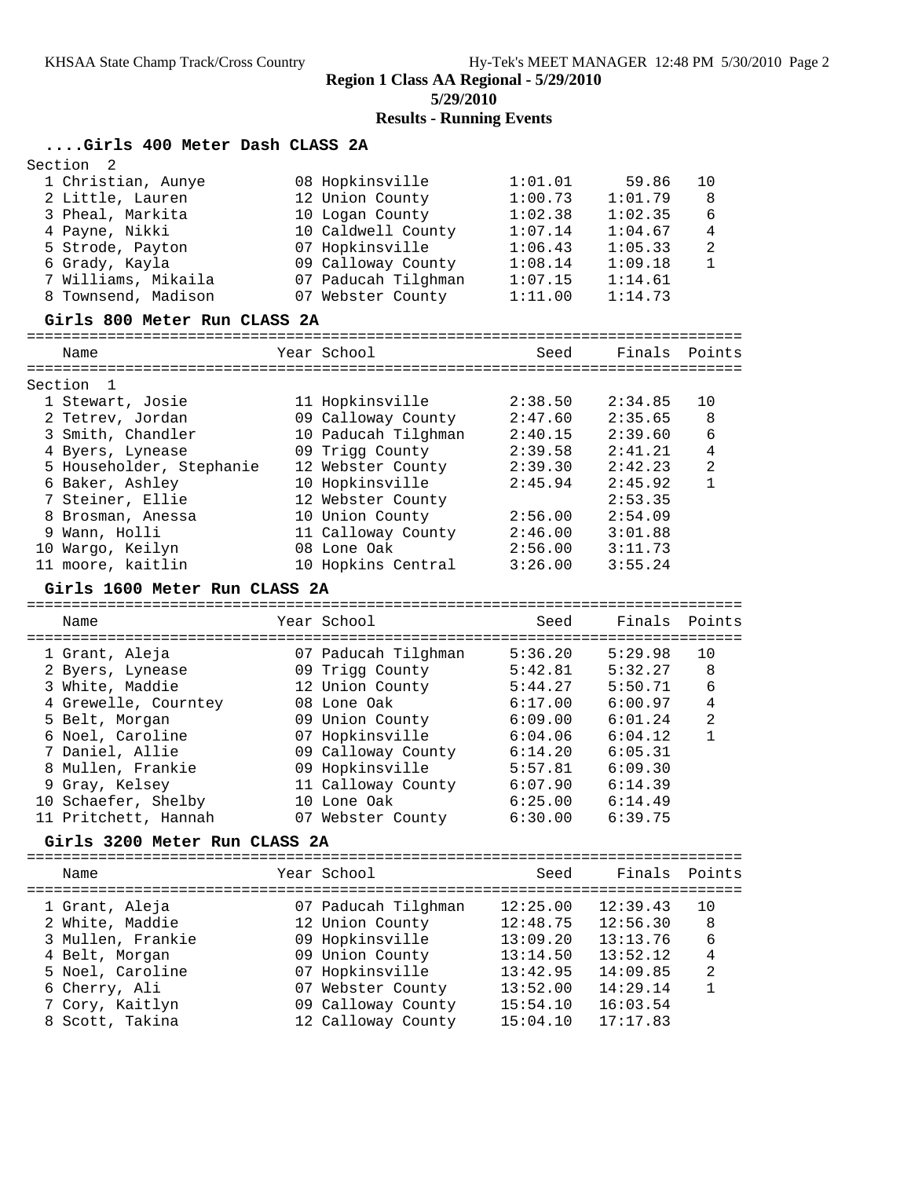**Region 1 Class AA Regional - 5/29/2010**

**5/29/2010**

**Results - Running Events**

### ....Girls 400 Meter Dash CLASS 2A

Section 2

| Place | Name | Year | School | Seed | Finals | Points |
|---|---|---|---|---|---|---|
| 1 | Christian, Aunye | 08 | Hopkinsville | 1:01.01 | 59.86 | 10 |
| 2 | Little, Lauren | 12 | Union County | 1:00.73 | 1:01.79 | 8 |
| 3 | Pheal, Markita | 10 | Logan County | 1:02.38 | 1:02.35 | 6 |
| 4 | Payne, Nikki | 10 | Caldwell County | 1:07.14 | 1:04.67 | 4 |
| 5 | Strode, Payton | 07 | Hopkinsville | 1:06.43 | 1:05.33 | 2 |
| 6 | Grady, Kayla | 09 | Calloway County | 1:08.14 | 1:09.18 | 1 |
| 7 | Williams, Mikaila | 07 | Paducah Tilghman | 1:07.15 | 1:14.61 | |
| 8 | Townsend, Madison | 07 | Webster County | 1:11.00 | 1:14.73 | |

### Girls 800 Meter Run CLASS 2A

Section 1

| Place | Name | Year | School | Seed | Finals | Points |
|---|---|---|---|---|---|---|
| 1 | Stewart, Josie | 11 | Hopkinsville | 2:38.50 | 2:34.85 | 10 |
| 2 | Tetrev, Jordan | 09 | Calloway County | 2:47.60 | 2:35.65 | 8 |
| 3 | Smith, Chandler | 10 | Paducah Tilghman | 2:40.15 | 2:39.60 | 6 |
| 4 | Byers, Lynease | 09 | Trigg County | 2:39.58 | 2:41.21 | 4 |
| 5 | Householder, Stephanie | 12 | Webster County | 2:39.30 | 2:42.23 | 2 |
| 6 | Baker, Ashley | 10 | Hopkinsville | 2:45.94 | 2:45.92 | 1 |
| 7 | Steiner, Ellie | 12 | Webster County | | 2:53.35 | |
| 8 | Brosman, Anessa | 10 | Union County | 2:56.00 | 2:54.09 | |
| 9 | Wann, Holli | 11 | Calloway County | 2:46.00 | 3:01.88 | |
| 10 | Wargo, Keilyn | 08 | Lone Oak | 2:56.00 | 3:11.73 | |
| 11 | moore, kaitlin | 10 | Hopkins Central | 3:26.00 | 3:55.24 | |

### Girls 1600 Meter Run CLASS 2A

| Place | Name | Year | School | Seed | Finals | Points |
|---|---|---|---|---|---|---|
| 1 | Grant, Aleja | 07 | Paducah Tilghman | 5:36.20 | 5:29.98 | 10 |
| 2 | Byers, Lynease | 09 | Trigg County | 5:42.81 | 5:32.27 | 8 |
| 3 | White, Maddie | 12 | Union County | 5:44.27 | 5:50.71 | 6 |
| 4 | Grewelle, Courntey | 08 | Lone Oak | 6:17.00 | 6:00.97 | 4 |
| 5 | Belt, Morgan | 09 | Union County | 6:09.00 | 6:01.24 | 2 |
| 6 | Noel, Caroline | 07 | Hopkinsville | 6:04.06 | 6:04.12 | 1 |
| 7 | Daniel, Allie | 09 | Calloway County | 6:14.20 | 6:05.31 | |
| 8 | Mullen, Frankie | 09 | Hopkinsville | 5:57.81 | 6:09.30 | |
| 9 | Gray, Kelsey | 11 | Calloway County | 6:07.90 | 6:14.39 | |
| 10 | Schaefer, Shelby | 10 | Lone Oak | 6:25.00 | 6:14.49 | |
| 11 | Pritchett, Hannah | 07 | Webster County | 6:30.00 | 6:39.75 | |

### Girls 3200 Meter Run CLASS 2A

| Place | Name | Year | School | Seed | Finals | Points |
|---|---|---|---|---|---|---|
| 1 | Grant, Aleja | 07 | Paducah Tilghman | 12:25.00 | 12:39.43 | 10 |
| 2 | White, Maddie | 12 | Union County | 12:48.75 | 12:56.30 | 8 |
| 3 | Mullen, Frankie | 09 | Hopkinsville | 13:09.20 | 13:13.76 | 6 |
| 4 | Belt, Morgan | 09 | Union County | 13:14.50 | 13:52.12 | 4 |
| 5 | Noel, Caroline | 07 | Hopkinsville | 13:42.95 | 14:09.85 | 2 |
| 6 | Cherry, Ali | 07 | Webster County | 13:52.00 | 14:29.14 | 1 |
| 7 | Cory, Kaitlyn | 09 | Calloway County | 15:54.10 | 16:03.54 | |
| 8 | Scott, Takina | 12 | Calloway County | 15:04.10 | 17:17.83 | |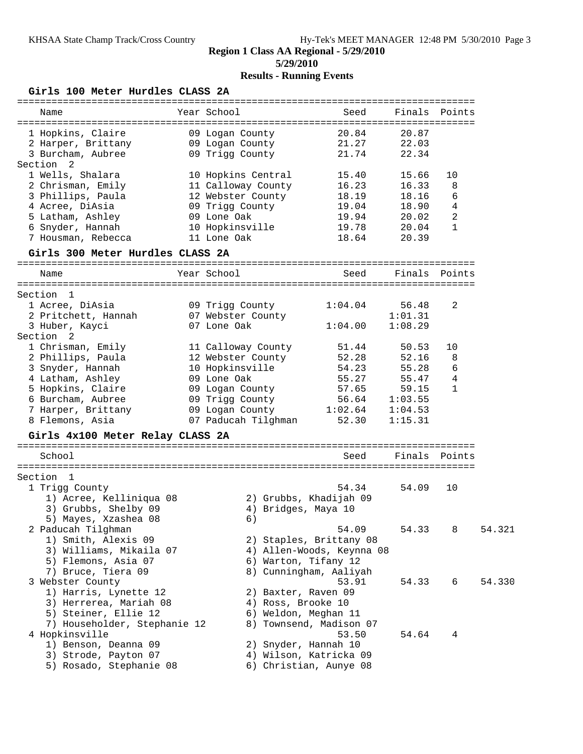**Region 1 Class AA Regional - 5/29/2010**

**5/29/2010**

**Results - Running Events**

## Girls 100 Meter Hurdles CLASS 2A

| Name | Year | School | Seed | Finals | Points |
|---|---|---|---|---|---|
| 1 Hopkins, Claire | 09 | Logan County | 20.84 | 20.87 | |
| 2 Harper, Brittany | 09 | Logan County | 21.27 | 22.03 | |
| 3 Burcham, Aubree | 09 | Trigg County | 21.74 | 22.34 | |
| **Section 2** | | | | | |
| 1 Wells, Shalara | 10 | Hopkins Central | 15.40 | 15.66 | 10 |
| 2 Chrisman, Emily | 11 | Calloway County | 16.23 | 16.33 | 8 |
| 3 Phillips, Paula | 12 | Webster County | 18.19 | 18.16 | 6 |
| 4 Acree, DiAsia | 09 | Trigg County | 19.04 | 18.90 | 4 |
| 5 Latham, Ashley | 09 | Lone Oak | 19.94 | 20.02 | 2 |
| 6 Snyder, Hannah | 10 | Hopkinsville | 19.78 | 20.04 | 1 |
| 7 Housman, Rebecca | 11 | Lone Oak | 18.64 | 20.39 | |

## Girls 300 Meter Hurdles CLASS 2A

| Name | Year | School | Seed | Finals | Points |
|---|---|---|---|---|---|
| **Section 1** | | | | | |
| 1 Acree, DiAsia | 09 | Trigg County | 1:04.04 | 56.48 | 2 |
| 2 Pritchett, Hannah | 07 | Webster County | | 1:01.31 | |
| 3 Huber, Kayci | 07 | Lone Oak | 1:04.00 | 1:08.29 | |
| **Section 2** | | | | | |
| 1 Chrisman, Emily | 11 | Calloway County | 51.44 | 50.53 | 10 |
| 2 Phillips, Paula | 12 | Webster County | 52.28 | 52.16 | 8 |
| 3 Snyder, Hannah | 10 | Hopkinsville | 54.23 | 55.28 | 6 |
| 4 Latham, Ashley | 09 | Lone Oak | 55.27 | 55.47 | 4 |
| 5 Hopkins, Claire | 09 | Logan County | 57.65 | 59.15 | 1 |
| 6 Burcham, Aubree | 09 | Trigg County | 56.64 | 1:03.55 | |
| 7 Harper, Brittany | 09 | Logan County | 1:02.64 | 1:04.53 | |
| 8 Flemons, Asia | 07 | Paducah Tilghman | 52.30 | 1:15.31 | |

## Girls 4x100 Meter Relay CLASS 2A

| School | Seed | Finals | Points | |
|---|---|---|---|---|
| **Section 1** | | | | |
| 1 Trigg County | 54.34 | 54.09 | 10 | |
| 1) Acree, Kelliniqua 08; 2) Grubbs, Khadijah 09; 3) Grubbs, Shelby 09; 4) Bridges, Maya 10; 5) Mayes, Xzashea 08; 6) | | | | |
| 2 Paducah Tilghman | 54.09 | 54.33 | 8 | 54.321 |
| 1) Smith, Alexis 09; 2) Staples, Brittany 08; 3) Williams, Mikaila 07; 4) Allen-Woods, Keynna 08; 5) Flemons, Asia 07; 6) Warton, Tifany 12; 7) Bruce, Tiera 09; 8) Cunningham, Aaliyah | | | | |
| 3 Webster County | 53.91 | 54.33 | 6 | 54.330 |
| 1) Harris, Lynette 12; 2) Baxter, Raven 09; 3) Herrerea, Mariah 08; 4) Ross, Brooke 10; 5) Steiner, Ellie 12; 6) Weldon, Meghan 11; 7) Householder, Stephanie 12; 8) Townsend, Madison 07 | | | | |
| 4 Hopkinsville | 53.50 | 54.64 | 4 | |
| 1) Benson, Deanna 09; 2) Snyder, Hannah 10; 3) Strode, Payton 07; 4) Wilson, Katricka 09; 5) Rosado, Stephanie 08; 6) Christian, Aunye 08 | | | | |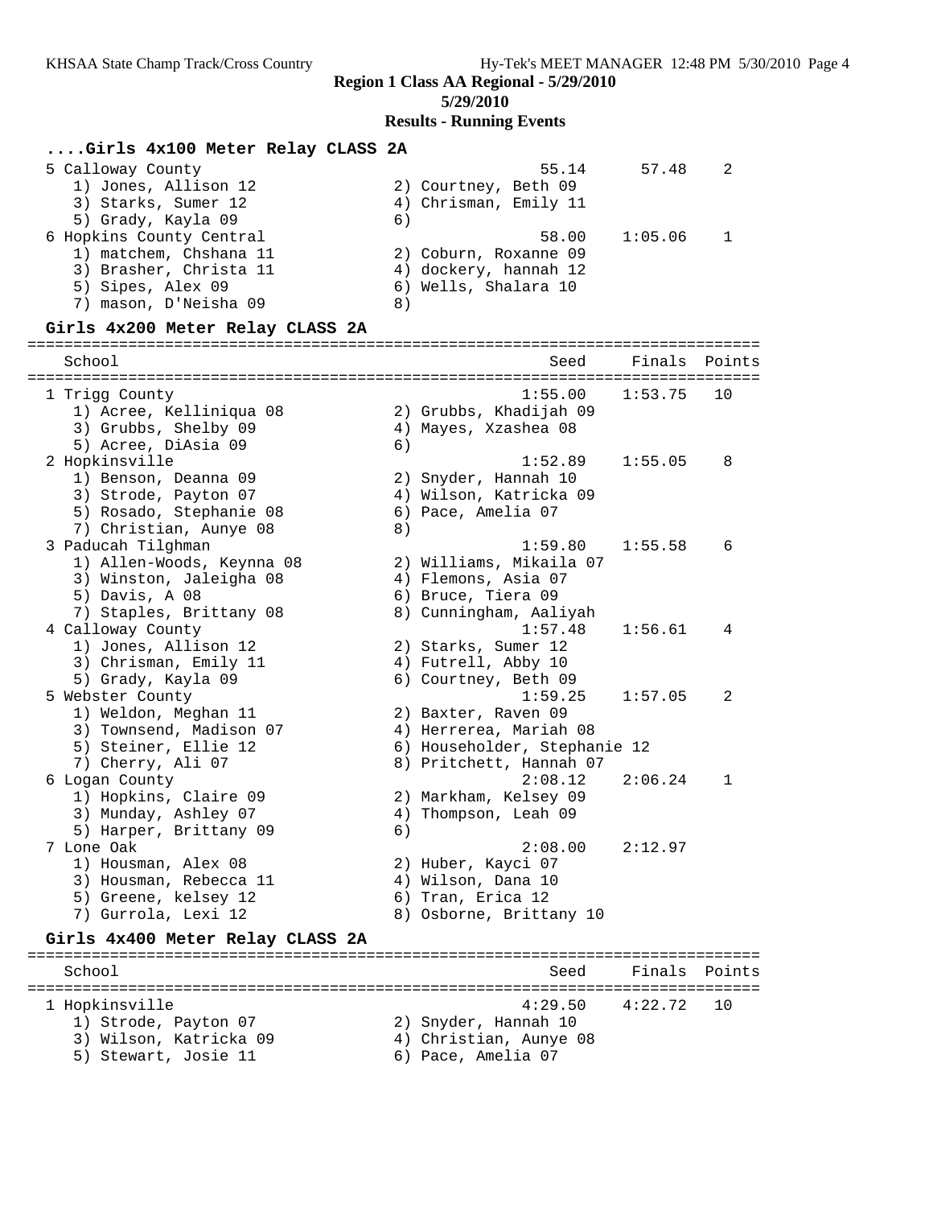**Region 1 Class AA Regional - 5/29/2010**

**5/29/2010**

**Results - Running Events**

### ....Girls 4x100 Meter Relay CLASS 2A

```
  5 Calloway County                                    55.14      57.48    2
     1) Jones, Allison 12              2) Courtney, Beth 09
     3) Starks, Sumer 12               4) Chrisman, Emily 11
     5) Grady, Kayla 09                6)
  6 Hopkins County Central                             58.00    1:05.06    1
     1) matchem, Chshana 11            2) Coburn, Roxanne 09
     3) Brasher, Christa 11            4) dockery, hannah 12
     5) Sipes, Alex 09                 6) Wells, Shalara 10
     7) mason, D'Neisha 09             8)
```

### Girls 4x200 Meter Relay CLASS 2A

```
================================================================================
    School                                            Seed     Finals  Points
================================================================================
  1 Trigg County                                    1:55.00    1:53.75   10
     1) Acree, Kelliniqua 08           2) Grubbs, Khadijah 09
     3) Grubbs, Shelby 09              4) Mayes, Xzashea 08
     5) Acree, DiAsia 09               6)
  2 Hopkinsville                                    1:52.89    1:55.05    8
     1) Benson, Deanna 09              2) Snyder, Hannah 10
     3) Strode, Payton 07              4) Wilson, Katricka 09
     5) Rosado, Stephanie 08           6) Pace, Amelia 07
     7) Christian, Aunye 08            8)
  3 Paducah Tilghman                                1:59.80    1:55.58    6
     1) Allen-Woods, Keynna 08         2) Williams, Mikaila 07
     3) Winston, Jaleigha 08           4) Flemons, Asia 07
     5) Davis, A 08                    6) Bruce, Tiera 09
     7) Staples, Brittany 08           8) Cunningham, Aaliyah
  4 Calloway County                                 1:57.48    1:56.61    4
     1) Jones, Allison 12              2) Starks, Sumer 12
     3) Chrisman, Emily 11             4) Futrell, Abby 10
     5) Grady, Kayla 09                6) Courtney, Beth 09
  5 Webster County                                  1:59.25    1:57.05    2
     1) Weldon, Meghan 11              2) Baxter, Raven 09
     3) Townsend, Madison 07           4) Herrerea, Mariah 08
     5) Steiner, Ellie 12              6) Householder, Stephanie 12
     7) Cherry, Ali 07                 8) Pritchett, Hannah 07
  6 Logan County                                    2:08.12    2:06.24    1
     1) Hopkins, Claire 09             2) Markham, Kelsey 09
     3) Munday, Ashley 07              4) Thompson, Leah 09
     5) Harper, Brittany 09            6)
  7 Lone Oak                                        2:08.00    2:12.97
     1) Housman, Alex 08               2) Huber, Kayci 07
     3) Housman, Rebecca 11            4) Wilson, Dana 10
     5) Greene, kelsey 12              6) Tran, Erica 12
     7) Gurrola, Lexi 12               8) Osborne, Brittany 10
```

### Girls 4x400 Meter Relay CLASS 2A

```
================================================================================
    School                                            Seed     Finals  Points
================================================================================
  1 Hopkinsville                                    4:29.50    4:22.72   10
     1) Strode, Payton 07              2) Snyder, Hannah 10
     3) Wilson, Katricka 09            4) Christian, Aunye 08
     5) Stewart, Josie 11              6) Pace, Amelia 07
```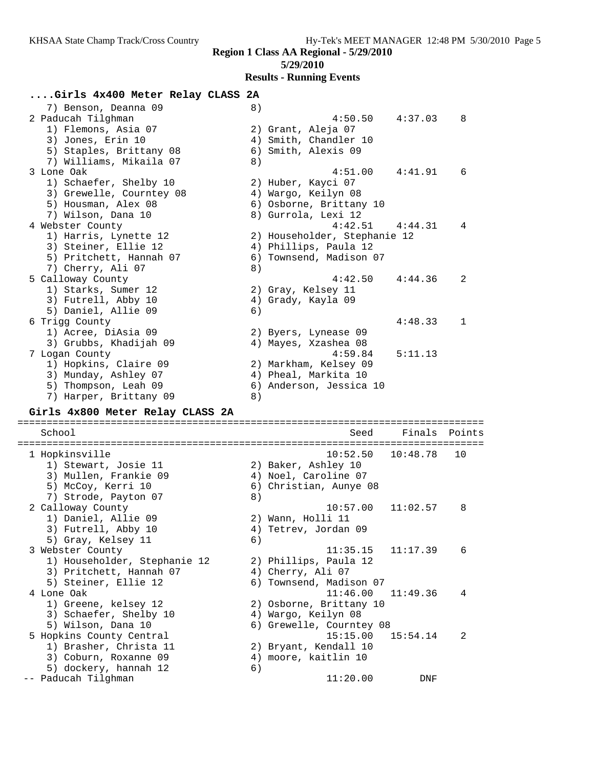**Region 1 Class AA Regional - 5/29/2010**

**5/29/2010**

**Results - Running Events**

### ....Girls 4x400 Meter Relay CLASS 2A

```
   7) Benson, Deanna 09               8)
 2 Paducah Tilghman                              4:50.50    4:37.03    8
   1) Flemons, Asia 07                2) Grant, Aleja 07
   3) Jones, Erin 10                  4) Smith, Chandler 10
   5) Staples, Brittany 08            6) Smith, Alexis 09
   7) Williams, Mikaila 07            8)
 3 Lone Oak                                      4:51.00    4:41.91    6
   1) Schaefer, Shelby 10             2) Huber, Kayci 07
   3) Grewelle, Courntey 08           4) Wargo, Keilyn 08
   5) Housman, Alex 08                6) Osborne, Brittany 10
   7) Wilson, Dana 10                 8) Gurrola, Lexi 12
 4 Webster County                                4:42.51    4:44.31    4
   1) Harris, Lynette 12              2) Householder, Stephanie 12
   3) Steiner, Ellie 12               4) Phillips, Paula 12
   5) Pritchett, Hannah 07            6) Townsend, Madison 07
   7) Cherry, Ali 07                  8)
 5 Calloway County                               4:42.50    4:44.36    2
   1) Starks, Sumer 12                2) Gray, Kelsey 11
   3) Futrell, Abby 10                4) Grady, Kayla 09
   5) Daniel, Allie 09                6)
 6 Trigg County                                             4:48.33    1
   1) Acree, DiAsia 09                2) Byers, Lynease 09
   3) Grubbs, Khadijah 09             4) Mayes, Xzashea 08
 7 Logan County                                  4:59.84    5:11.13
   1) Hopkins, Claire 09              2) Markham, Kelsey 09
   3) Munday, Ashley 07               4) Pheal, Markita 10
   5) Thompson, Leah 09               6) Anderson, Jessica 10
   7) Harper, Brittany 09             8)
```

### Girls 4x800 Meter Relay CLASS 2A

```
===============================================================================
   School                                          Seed     Finals  Points
===============================================================================
 1 Hopkinsville                                 10:52.50   10:48.78   10
   1) Stewart, Josie 11               2) Baker, Ashley 10
   3) Mullen, Frankie 09              4) Noel, Caroline 07
   5) McCoy, Kerri 10                 6) Christian, Aunye 08
   7) Strode, Payton 07               8)
 2 Calloway County                              10:57.00   11:02.57    8
   1) Daniel, Allie 09                2) Wann, Holli 11
   3) Futrell, Abby 10                4) Tetrev, Jordan 09
   5) Gray, Kelsey 11                 6)
 3 Webster County                               11:35.15   11:17.39    6
   1) Householder, Stephanie 12       2) Phillips, Paula 12
   3) Pritchett, Hannah 07            4) Cherry, Ali 07
   5) Steiner, Ellie 12               6) Townsend, Madison 07
 4 Lone Oak                                     11:46.00   11:49.36    4
   1) Greene, kelsey 12               2) Osborne, Brittany 10
   3) Schaefer, Shelby 10             4) Wargo, Keilyn 08
   5) Wilson, Dana 10                 6) Grewelle, Courntey 08
 5 Hopkins County Central                       15:15.00   15:54.14    2
   1) Brasher, Christa 11             2) Bryant, Kendall 10
   3) Coburn, Roxanne 09              4) moore, kaitlin 10
   5) dockery, hannah 12              6)
-- Paducah Tilghman                             11:20.00        DNF
```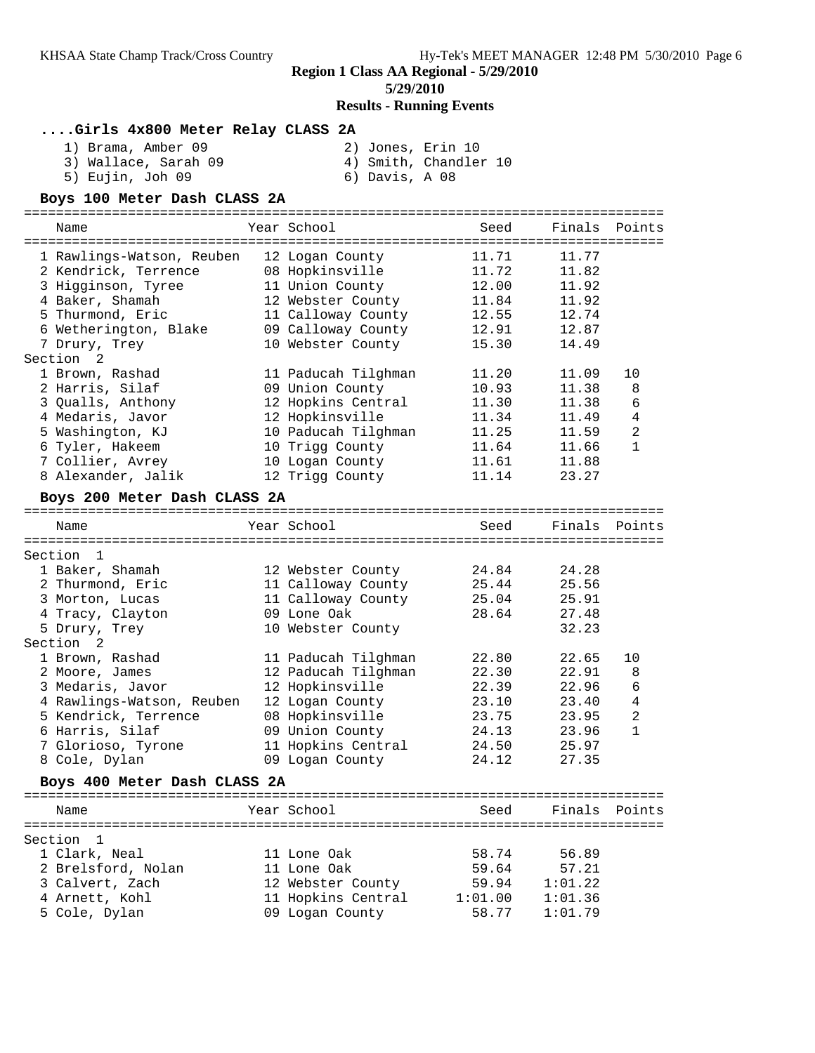**Region 1 Class AA Regional - 5/29/2010**

**5/29/2010**

**Results - Running Events**

### ....Girls 4x800 Meter Relay CLASS 2A

1) Brama, Amber 09
2) Jones, Erin 10
3) Wallace, Sarah 09
4) Smith, Chandler 10
5) Eujin, Joh 09
6) Davis, A 08

### Boys 100 Meter Dash CLASS 2A

| Name | Year | School | Seed | Finals | Points |
|---|---|---|---|---|---|
| 1 Rawlings-Watson, Reuben | 12 | Logan County | 11.71 | 11.77 | |
| 2 Kendrick, Terrence | 08 | Hopkinsville | 11.72 | 11.82 | |
| 3 Higginson, Tyree | 11 | Union County | 12.00 | 11.92 | |
| 4 Baker, Shamah | 12 | Webster County | 11.84 | 11.92 | |
| 5 Thurmond, Eric | 11 | Calloway County | 12.55 | 12.74 | |
| 6 Wetherington, Blake | 09 | Calloway County | 12.91 | 12.87 | |
| 7 Drury, Trey | 10 | Webster County | 15.30 | 14.49 | |
| **Section 2** | | | | | |
| 1 Brown, Rashad | 11 | Paducah Tilghman | 11.20 | 11.09 | 10 |
| 2 Harris, Silaf | 09 | Union County | 10.93 | 11.38 | 8 |
| 3 Qualls, Anthony | 12 | Hopkins Central | 11.30 | 11.38 | 6 |
| 4 Medaris, Javor | 12 | Hopkinsville | 11.34 | 11.49 | 4 |
| 5 Washington, KJ | 10 | Paducah Tilghman | 11.25 | 11.59 | 2 |
| 6 Tyler, Hakeem | 10 | Trigg County | 11.64 | 11.66 | 1 |
| 7 Collier, Avrey | 10 | Logan County | 11.61 | 11.88 | |
| 8 Alexander, Jalik | 12 | Trigg County | 11.14 | 23.27 | |

### Boys 200 Meter Dash CLASS 2A

| Name | Year | School | Seed | Finals | Points |
|---|---|---|---|---|---|
| **Section 1** | | | | | |
| 1 Baker, Shamah | 12 | Webster County | 24.84 | 24.28 | |
| 2 Thurmond, Eric | 11 | Calloway County | 25.44 | 25.56 | |
| 3 Morton, Lucas | 11 | Calloway County | 25.04 | 25.91 | |
| 4 Tracy, Clayton | 09 | Lone Oak | 28.64 | 27.48 | |
| 5 Drury, Trey | 10 | Webster County | | 32.23 | |
| **Section 2** | | | | | |
| 1 Brown, Rashad | 11 | Paducah Tilghman | 22.80 | 22.65 | 10 |
| 2 Moore, James | 12 | Paducah Tilghman | 22.30 | 22.91 | 8 |
| 3 Medaris, Javor | 12 | Hopkinsville | 22.39 | 22.96 | 6 |
| 4 Rawlings-Watson, Reuben | 12 | Logan County | 23.10 | 23.40 | 4 |
| 5 Kendrick, Terrence | 08 | Hopkinsville | 23.75 | 23.95 | 2 |
| 6 Harris, Silaf | 09 | Union County | 24.13 | 23.96 | 1 |
| 7 Glorioso, Tyrone | 11 | Hopkins Central | 24.50 | 25.97 | |
| 8 Cole, Dylan | 09 | Logan County | 24.12 | 27.35 | |

### Boys 400 Meter Dash CLASS 2A

| Name | Year | School | Seed | Finals | Points |
|---|---|---|---|---|---|
| **Section 1** | | | | | |
| 1 Clark, Neal | 11 | Lone Oak | 58.74 | 56.89 | |
| 2 Brelsford, Nolan | 11 | Lone Oak | 59.64 | 57.21 | |
| 3 Calvert, Zach | 12 | Webster County | 59.94 | 1:01.22 | |
| 4 Arnett, Kohl | 11 | Hopkins Central | 1:01.00 | 1:01.36 | |
| 5 Cole, Dylan | 09 | Logan County | 58.77 | 1:01.79 | |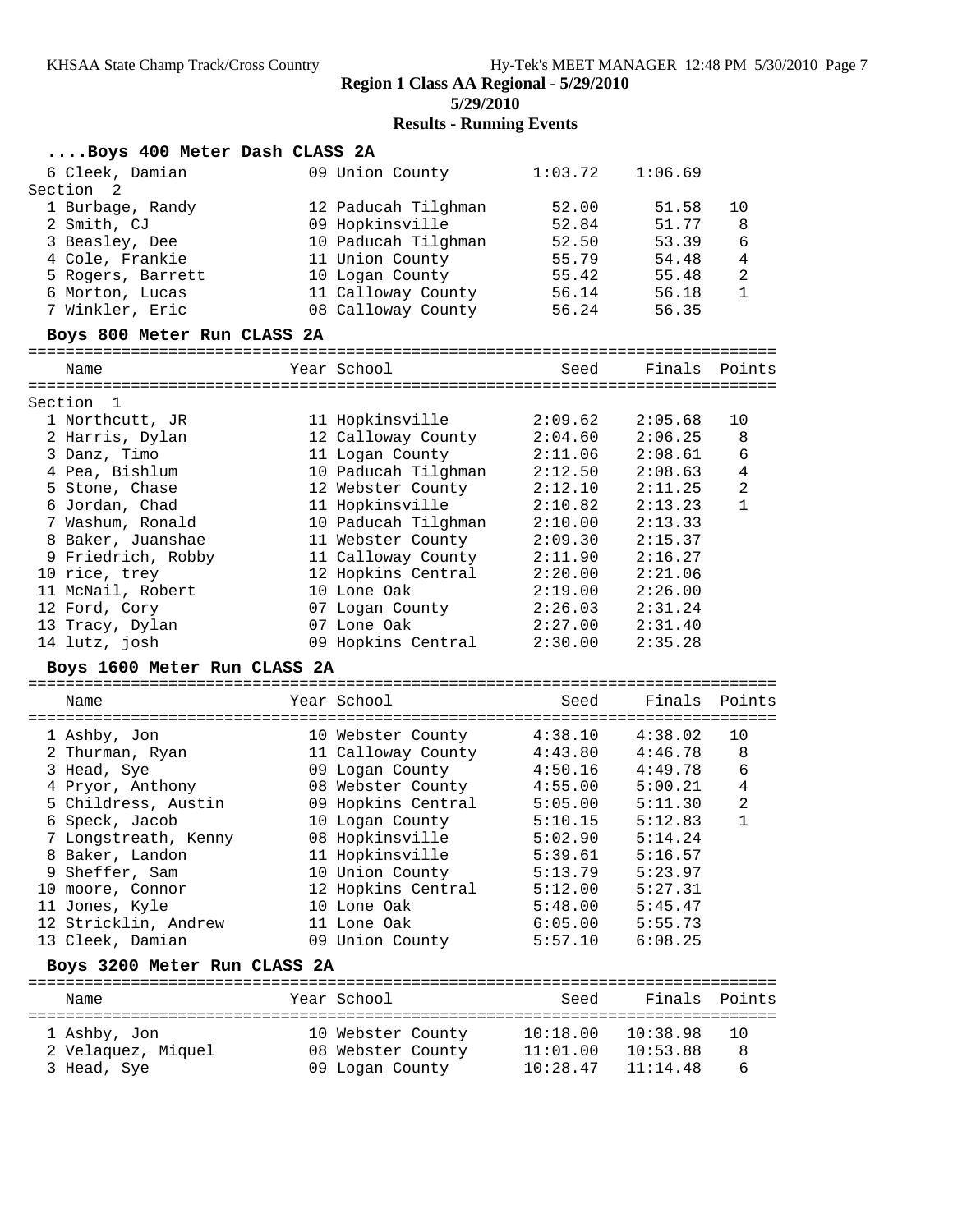**Region 1 Class AA Regional - 5/29/2010**

**5/29/2010**

**Results - Running Events**

### ....Boys 400 Meter Dash CLASS 2A

| Name | Year | School | Seed | Finals | Points |
|---|---|---|---|---|---|
| 6 Cleek, Damian | 09 | Union County | 1:03.72 | 1:06.69 | |
| **Section 2** | | | | | |
| 1 Burbage, Randy | 12 | Paducah Tilghman | 52.00 | 51.58 | 10 |
| 2 Smith, CJ | 09 | Hopkinsville | 52.84 | 51.77 | 8 |
| 3 Beasley, Dee | 10 | Paducah Tilghman | 52.50 | 53.39 | 6 |
| 4 Cole, Frankie | 11 | Union County | 55.79 | 54.48 | 4 |
| 5 Rogers, Barrett | 10 | Logan County | 55.42 | 55.48 | 2 |
| 6 Morton, Lucas | 11 | Calloway County | 56.14 | 56.18 | 1 |
| 7 Winkler, Eric | 08 | Calloway County | 56.24 | 56.35 | |

### Boys 800 Meter Run CLASS 2A

| Name | Year | School | Seed | Finals | Points |
|---|---|---|---|---|---|
| **Section 1** | | | | | |
| 1 Northcutt, JR | 11 | Hopkinsville | 2:09.62 | 2:05.68 | 10 |
| 2 Harris, Dylan | 12 | Calloway County | 2:04.60 | 2:06.25 | 8 |
| 3 Danz, Timo | 11 | Logan County | 2:11.06 | 2:08.61 | 6 |
| 4 Pea, Bishlum | 10 | Paducah Tilghman | 2:12.50 | 2:08.63 | 4 |
| 5 Stone, Chase | 12 | Webster County | 2:12.10 | 2:11.25 | 2 |
| 6 Jordan, Chad | 11 | Hopkinsville | 2:10.82 | 2:13.23 | 1 |
| 7 Washum, Ronald | 10 | Paducah Tilghman | 2:10.00 | 2:13.33 | |
| 8 Baker, Juanshae | 11 | Webster County | 2:09.30 | 2:15.37 | |
| 9 Friedrich, Robby | 11 | Calloway County | 2:11.90 | 2:16.27 | |
| 10 rice, trey | 12 | Hopkins Central | 2:20.00 | 2:21.06 | |
| 11 McNail, Robert | 10 | Lone Oak | 2:19.00 | 2:26.00 | |
| 12 Ford, Cory | 07 | Logan County | 2:26.03 | 2:31.24 | |
| 13 Tracy, Dylan | 07 | Lone Oak | 2:27.00 | 2:31.40 | |
| 14 lutz, josh | 09 | Hopkins Central | 2:30.00 | 2:35.28 | |

### Boys 1600 Meter Run CLASS 2A

| Name | Year | School | Seed | Finals | Points |
|---|---|---|---|---|---|
| 1 Ashby, Jon | 10 | Webster County | 4:38.10 | 4:38.02 | 10 |
| 2 Thurman, Ryan | 11 | Calloway County | 4:43.80 | 4:46.78 | 8 |
| 3 Head, Sye | 09 | Logan County | 4:50.16 | 4:49.78 | 6 |
| 4 Pryor, Anthony | 08 | Webster County | 4:55.00 | 5:00.21 | 4 |
| 5 Childress, Austin | 09 | Hopkins Central | 5:05.00 | 5:11.30 | 2 |
| 6 Speck, Jacob | 10 | Logan County | 5:10.15 | 5:12.83 | 1 |
| 7 Longstreath, Kenny | 08 | Hopkinsville | 5:02.90 | 5:14.24 | |
| 8 Baker, Landon | 11 | Hopkinsville | 5:39.61 | 5:16.57 | |
| 9 Sheffer, Sam | 10 | Union County | 5:13.79 | 5:23.97 | |
| 10 moore, Connor | 12 | Hopkins Central | 5:12.00 | 5:27.31 | |
| 11 Jones, Kyle | 10 | Lone Oak | 5:48.00 | 5:45.47 | |
| 12 Stricklin, Andrew | 11 | Lone Oak | 6:05.00 | 5:55.73 | |
| 13 Cleek, Damian | 09 | Union County | 5:57.10 | 6:08.25 | |

### Boys 3200 Meter Run CLASS 2A

| Name | Year | School | Seed | Finals | Points |
|---|---|---|---|---|---|
| 1 Ashby, Jon | 10 | Webster County | 10:18.00 | 10:38.98 | 10 |
| 2 Velaquez, Miquel | 08 | Webster County | 11:01.00 | 10:53.88 | 8 |
| 3 Head, Sye | 09 | Logan County | 10:28.47 | 11:14.48 | 6 |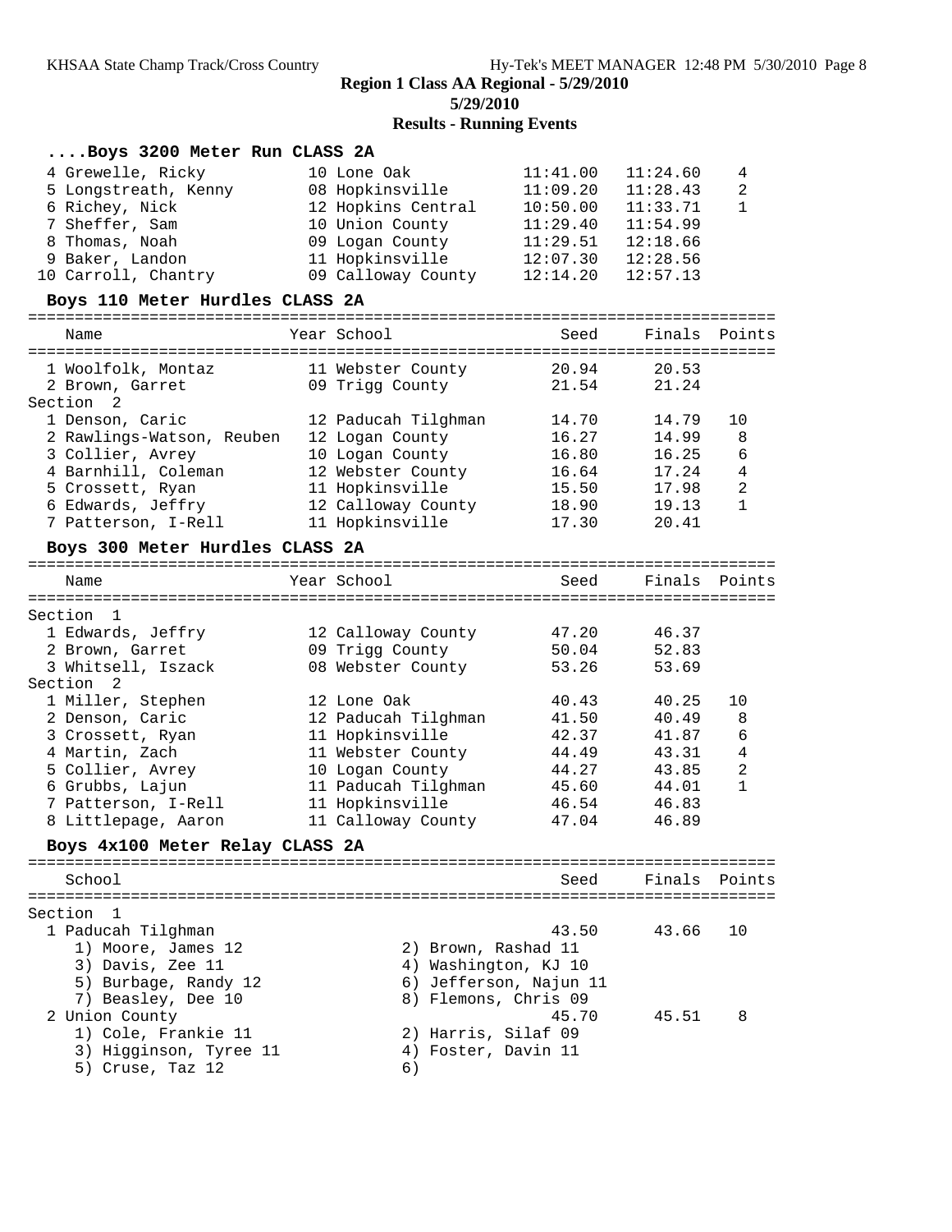**Region 1 Class AA Regional - 5/29/2010**

**5/29/2010**

**Results - Running Events**

### ....Boys 3200 Meter Run CLASS 2A

| Place | Name | Year | School | Seed | Finals | Points |
|---|---|---|---|---|---|---|
| 4 | Grewelle, Ricky | 10 | Lone Oak | 11:41.00 | 11:24.60 | 4 |
| 5 | Longstreath, Kenny | 08 | Hopkinsville | 11:09.20 | 11:28.43 | 2 |
| 6 | Richey, Nick | 12 | Hopkins Central | 10:50.00 | 11:33.71 | 1 |
| 7 | Sheffer, Sam | 10 | Union County | 11:29.40 | 11:54.99 | |
| 8 | Thomas, Noah | 09 | Logan County | 11:29.51 | 12:18.66 | |
| 9 | Baker, Landon | 11 | Hopkinsville | 12:07.30 | 12:28.56 | |
| 10 | Carroll, Chantry | 09 | Calloway County | 12:14.20 | 12:57.13 | |

### Boys 110 Meter Hurdles CLASS 2A

| Place | Name | Year | School | Seed | Finals | Points |
|---|---|---|---|---|---|---|
| 1 | Woolfolk, Montaz | 11 | Webster County | 20.94 | 20.53 | |
| 2 | Brown, Garret | 09 | Trigg County | 21.54 | 21.24 | |
| **Section 2** | | | | | | |
| 1 | Denson, Caric | 12 | Paducah Tilghman | 14.70 | 14.79 | 10 |
| 2 | Rawlings-Watson, Reuben | 12 | Logan County | 16.27 | 14.99 | 8 |
| 3 | Collier, Avrey | 10 | Logan County | 16.80 | 16.25 | 6 |
| 4 | Barnhill, Coleman | 12 | Webster County | 16.64 | 17.24 | 4 |
| 5 | Crossett, Ryan | 11 | Hopkinsville | 15.50 | 17.98 | 2 |
| 6 | Edwards, Jeffry | 12 | Calloway County | 18.90 | 19.13 | 1 |
| 7 | Patterson, I-Rell | 11 | Hopkinsville | 17.30 | 20.41 | |

### Boys 300 Meter Hurdles CLASS 2A

| Place | Name | Year | School | Seed | Finals | Points |
|---|---|---|---|---|---|---|
| **Section 1** | | | | | | |
| 1 | Edwards, Jeffry | 12 | Calloway County | 47.20 | 46.37 | |
| 2 | Brown, Garret | 09 | Trigg County | 50.04 | 52.83 | |
| 3 | Whitsell, Iszack | 08 | Webster County | 53.26 | 53.69 | |
| **Section 2** | | | | | | |
| 1 | Miller, Stephen | 12 | Lone Oak | 40.43 | 40.25 | 10 |
| 2 | Denson, Caric | 12 | Paducah Tilghman | 41.50 | 40.49 | 8 |
| 3 | Crossett, Ryan | 11 | Hopkinsville | 42.37 | 41.87 | 6 |
| 4 | Martin, Zach | 11 | Webster County | 44.49 | 43.31 | 4 |
| 5 | Collier, Avrey | 10 | Logan County | 44.27 | 43.85 | 2 |
| 6 | Grubbs, Lajun | 11 | Paducah Tilghman | 45.60 | 44.01 | 1 |
| 7 | Patterson, I-Rell | 11 | Hopkinsville | 46.54 | 46.83 | |
| 8 | Littlepage, Aaron | 11 | Calloway County | 47.04 | 46.89 | |

### Boys 4x100 Meter Relay CLASS 2A

| Place | School | Seed | Finals | Points |
|---|---|---|---|---|
| **Section 1** | | | | |
| 1 | Paducah Tilghman | 43.50 | 43.66 | 10 |
| 2 | Union County | 45.70 | 45.51 | 8 |

Paducah Tilghman:
1) Moore, James 12
2) Brown, Rashad 11
3) Davis, Zee 11
4) Washington, KJ 10
5) Burbage, Randy 12
6) Jefferson, Najun 11
7) Beasley, Dee 10
8) Flemons, Chris 09

Union County:
1) Cole, Frankie 11
2) Harris, Silaf 09
3) Higginson, Tyree 11
4) Foster, Davin 11
5) Cruse, Taz 12
6)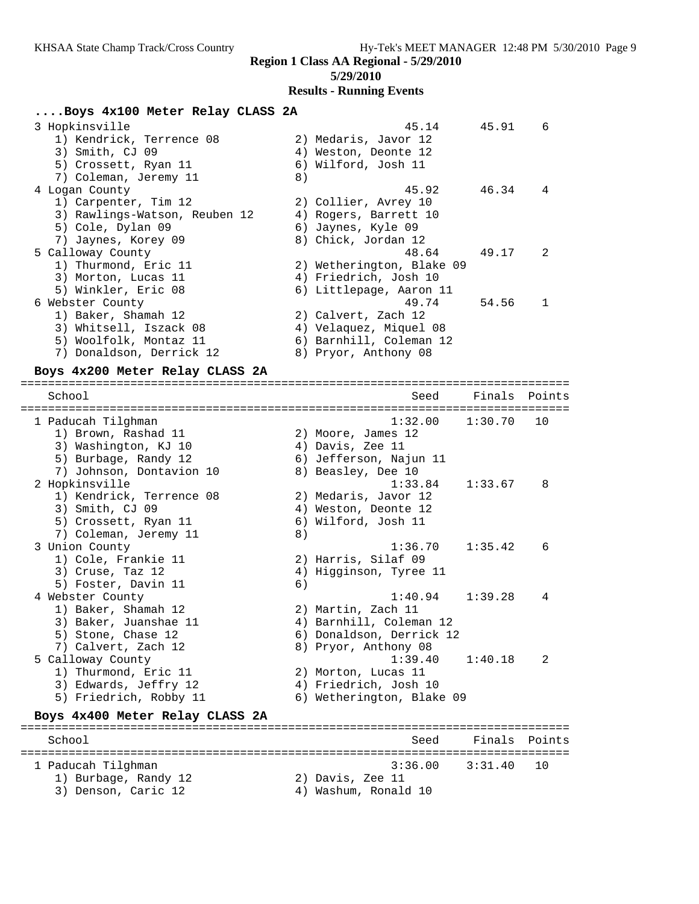**Region 1 Class AA Regional - 5/29/2010**

**5/29/2010**

**Results - Running Events**

### ....Boys 4x100 Meter Relay CLASS 2A

```
  3 Hopkinsville                                      45.14      45.91    6
     1) Kendrick, Terrence 08          2) Medaris, Javor 12
     3) Smith, CJ 09                   4) Weston, Deonte 12
     5) Crossett, Ryan 11              6) Wilford, Josh 11
     7) Coleman, Jeremy 11             8)
  4 Logan County                                      45.92      46.34    4
     1) Carpenter, Tim 12              2) Collier, Avrey 10
     3) Rawlings-Watson, Reuben 12     4) Rogers, Barrett 10
     5) Cole, Dylan 09                 6) Jaynes, Kyle 09
     7) Jaynes, Korey 09               8) Chick, Jordan 12
  5 Calloway County                                   48.64      49.17    2
     1) Thurmond, Eric 11              2) Wetherington, Blake 09
     3) Morton, Lucas 11               4) Friedrich, Josh 10
     5) Winkler, Eric 08               6) Littlepage, Aaron 11
  6 Webster County                                    49.74      54.56    1
     1) Baker, Shamah 12               2) Calvert, Zach 12
     3) Whitsell, Iszack 08            4) Velaquez, Miquel 08
     5) Woolfolk, Montaz 11            6) Barnhill, Coleman 12
     7) Donaldson, Derrick 12          8) Pryor, Anthony 08
```

### Boys 4x200 Meter Relay CLASS 2A

```
================================================================================
    School                                            Seed     Finals  Points
================================================================================
  1 Paducah Tilghman                                1:32.00    1:30.70   10
     1) Brown, Rashad 11               2) Moore, James 12
     3) Washington, KJ 10              4) Davis, Zee 11
     5) Burbage, Randy 12              6) Jefferson, Najun 11
     7) Johnson, Dontavion 10          8) Beasley, Dee 10
  2 Hopkinsville                                    1:33.84    1:33.67    8
     1) Kendrick, Terrence 08          2) Medaris, Javor 12
     3) Smith, CJ 09                   4) Weston, Deonte 12
     5) Crossett, Ryan 11              6) Wilford, Josh 11
     7) Coleman, Jeremy 11             8)
  3 Union County                                    1:36.70    1:35.42    6
     1) Cole, Frankie 11               2) Harris, Silaf 09
     3) Cruse, Taz 12                  4) Higginson, Tyree 11
     5) Foster, Davin 11               6)
  4 Webster County                                  1:40.94    1:39.28    4
     1) Baker, Shamah 12               2) Martin, Zach 11
     3) Baker, Juanshae 11             4) Barnhill, Coleman 12
     5) Stone, Chase 12                6) Donaldson, Derrick 12
     7) Calvert, Zach 12               8) Pryor, Anthony 08
  5 Calloway County                                 1:39.40    1:40.18    2
     1) Thurmond, Eric 11              2) Morton, Lucas 11
     3) Edwards, Jeffry 12             4) Friedrich, Josh 10
     5) Friedrich, Robby 11            6) Wetherington, Blake 09
```

### Boys 4x400 Meter Relay CLASS 2A

```
================================================================================
    School                                            Seed     Finals  Points
================================================================================
  1 Paducah Tilghman                                3:36.00    3:31.40   10
     1) Burbage, Randy 12              2) Davis, Zee 11
     3) Denson, Caric 12               4) Washum, Ronald 10
```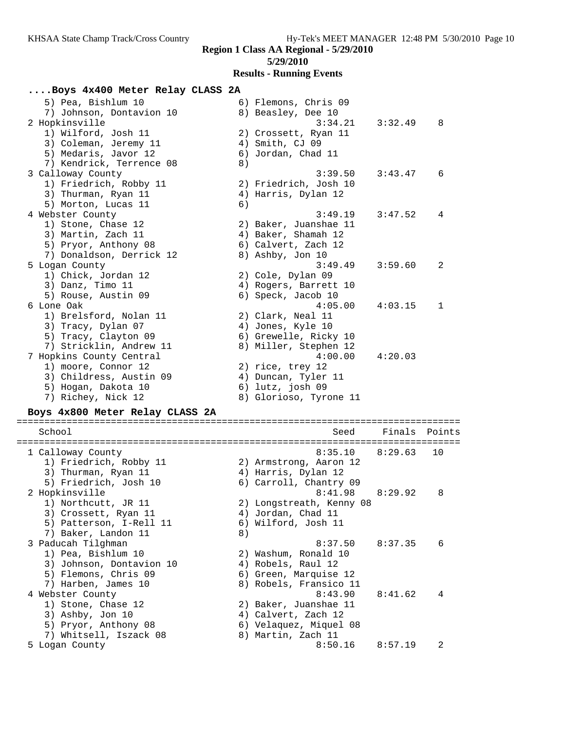**Region 1 Class AA Regional - 5/29/2010**

**5/29/2010**

**Results - Running Events**

### ....Boys 4x400 Meter Relay CLASS 2A

```
   5) Pea, Bishlum 10                 6) Flemons, Chris 09
   7) Johnson, Dontavion 10           8) Beasley, Dee 10
 2 Hopkinsville                                 3:34.21    3:32.49    8
   1) Wilford, Josh 11                2) Crossett, Ryan 11
   3) Coleman, Jeremy 11              4) Smith, CJ 09
   5) Medaris, Javor 12               6) Jordan, Chad 11
   7) Kendrick, Terrence 08           8)
 3 Calloway County                              3:39.50    3:43.47    6
   1) Friedrich, Robby 11             2) Friedrich, Josh 10
   3) Thurman, Ryan 11                4) Harris, Dylan 12
   5) Morton, Lucas 11                6)
 4 Webster County                               3:49.19    3:47.52    4
   1) Stone, Chase 12                 2) Baker, Juanshae 11
   3) Martin, Zach 11                 4) Baker, Shamah 12
   5) Pryor, Anthony 08               6) Calvert, Zach 12
   7) Donaldson, Derrick 12           8) Ashby, Jon 10
 5 Logan County                                 3:49.49    3:59.60    2
   1) Chick, Jordan 12                2) Cole, Dylan 09
   3) Danz, Timo 11                   4) Rogers, Barrett 10
   5) Rouse, Austin 09                6) Speck, Jacob 10
 6 Lone Oak                                     4:05.00    4:03.15    1
   1) Brelsford, Nolan 11             2) Clark, Neal 11
   3) Tracy, Dylan 07                 4) Jones, Kyle 10
   5) Tracy, Clayton 09               6) Grewelle, Ricky 10
   7) Stricklin, Andrew 11            8) Miller, Stephen 12
 7 Hopkins County Central                       4:00.00    4:20.03
   1) moore, Connor 12                2) rice, trey 12
   3) Childress, Austin 09            4) Duncan, Tyler 11
   5) Hogan, Dakota 10                6) lutz, josh 09
   7) Richey, Nick 12                 8) Glorioso, Tyrone 11
```

### Boys 4x800 Meter Relay CLASS 2A

```
===============================================================================
   School                                         Seed     Finals  Points
===============================================================================
 1 Calloway County                              8:35.10    8:29.63   10
   1) Friedrich, Robby 11             2) Armstrong, Aaron 12
   3) Thurman, Ryan 11                4) Harris, Dylan 12
   5) Friedrich, Josh 10              6) Carroll, Chantry 09
 2 Hopkinsville                                 8:41.98    8:29.92    8
   1) Northcutt, JR 11                2) Longstreath, Kenny 08
   3) Crossett, Ryan 11               4) Jordan, Chad 11
   5) Patterson, I-Rell 11            6) Wilford, Josh 11
   7) Baker, Landon 11                8)
 3 Paducah Tilghman                             8:37.50    8:37.35    6
   1) Pea, Bishlum 10                 2) Washum, Ronald 10
   3) Johnson, Dontavion 10           4) Robels, Raul 12
   5) Flemons, Chris 09               6) Green, Marquise 12
   7) Harben, James 10                8) Robels, Fransico 11
 4 Webster County                               8:43.90    8:41.62    4
   1) Stone, Chase 12                 2) Baker, Juanshae 11
   3) Ashby, Jon 10                   4) Calvert, Zach 12
   5) Pryor, Anthony 08               6) Velaquez, Miquel 08
   7) Whitsell, Iszack 08             8) Martin, Zach 11
 5 Logan County                                 8:50.16    8:57.19    2
```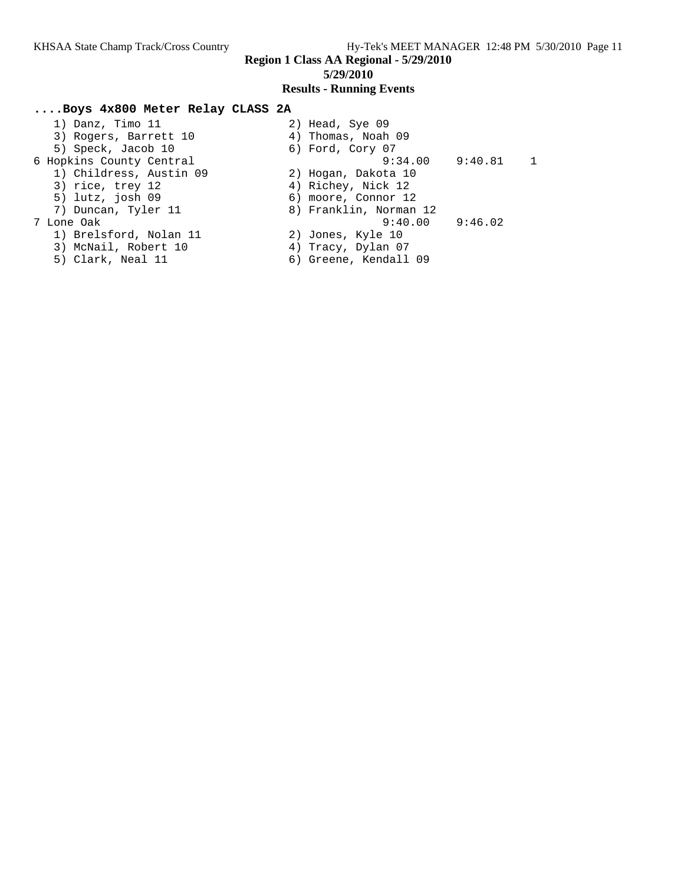## Region 1 Class AA Regional - 5/29/2010

**5/29/2010**

### Results - Running Events

**....Boys 4x800 Meter Relay CLASS 2A**

```
   1) Danz, Timo 11                  2) Head, Sye 09
   3) Rogers, Barrett 10             4) Thomas, Noah 09
   5) Speck, Jacob 10                6) Ford, Cory 07
6 Hopkins County Central                      9:34.00    9:40.81    1
   1) Childress, Austin 09           2) Hogan, Dakota 10
   3) rice, trey 12                  4) Richey, Nick 12
   5) lutz, josh 09                  6) moore, Connor 12
   7) Duncan, Tyler 11               8) Franklin, Norman 12
7 Lone Oak                                    9:40.00    9:46.02
   1) Brelsford, Nolan 11            2) Jones, Kyle 10
   3) McNail, Robert 10              4) Tracy, Dylan 07
   5) Clark, Neal 11                 6) Greene, Kendall 09
```